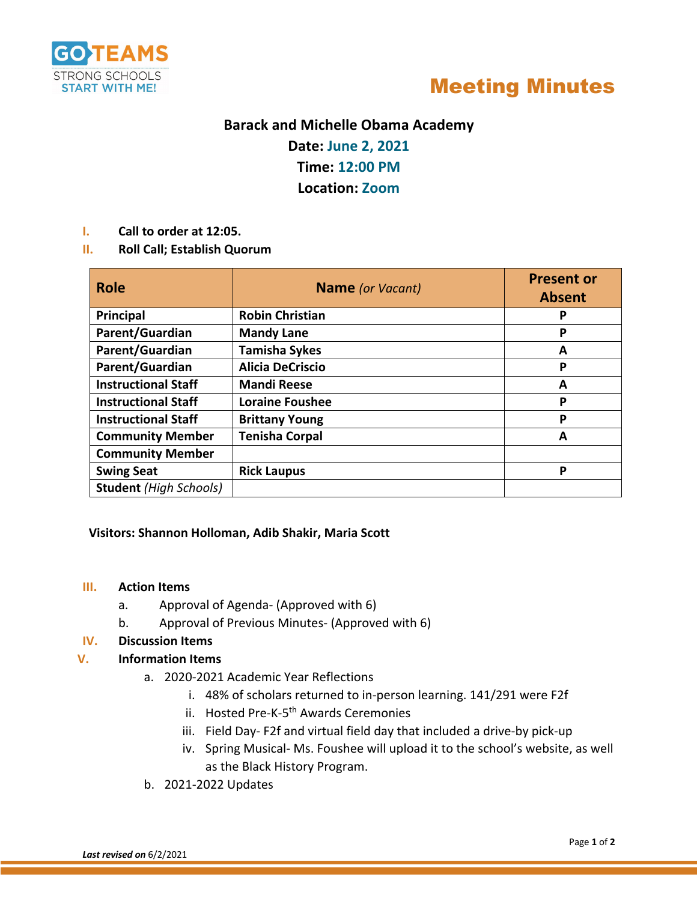GO TEAMS
STRONG SCHOOLS
START WITH ME!

# Meeting Minutes

**Barack and Michelle Obama Academy**

**Date: June 2, 2021**

**Time: 12:00 PM**

**Location: Zoom**

I. **Call to order at 12:05.**

II. **Roll Call; Establish Quorum**

| Role | Name *(or Vacant)* | Present or Absent |
|---|---|---|
| Principal | Robin Christian | P |
| Parent/Guardian | Mandy Lane | P |
| Parent/Guardian | Tamisha Sykes | A |
| Parent/Guardian | Alicia DeCriscio | P |
| Instructional Staff | Mandi Reese | A |
| Instructional Staff | Loraine Foushee | P |
| Instructional Staff | Brittany Young | P |
| Community Member | Tenisha Corpal | A |
| Community Member | | |
| Swing Seat | Rick Laupus | P |
| Student *(High Schools)* | | |

**Visitors: Shannon Holloman, Adib Shakir, Maria Scott**

III. **Action Items**
   a. Approval of Agenda- (Approved with 6)
   b. Approval of Previous Minutes- (Approved with 6)

IV. **Discussion Items**

V. **Information Items**
   a. 2020-2021 Academic Year Reflections
      i. 48% of scholars returned to in-person learning. 141/291 were F2f
      ii. Hosted Pre-K-5th Awards Ceremonies
      iii. Field Day- F2f and virtual field day that included a drive-by pick-up
      iv. Spring Musical- Ms. Foushee will upload it to the school's website, as well as the Black History Program.
   b. 2021-2022 Updates

***Last revised on*** 6/2/2021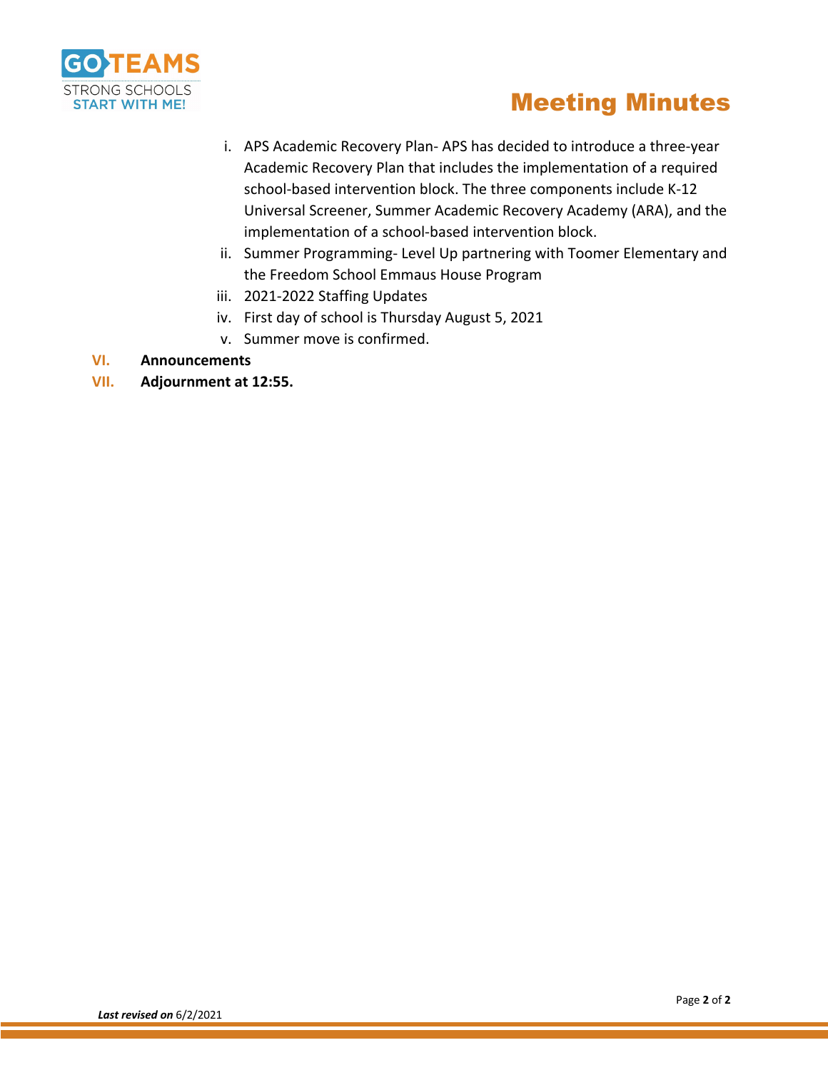# Meeting Minutes

i. APS Academic Recovery Plan- APS has decided to introduce a three-year Academic Recovery Plan that includes the implementation of a required school-based intervention block. The three components include K-12 Universal Screener, Summer Academic Recovery Academy (ARA), and the implementation of a school-based intervention block.

ii. Summer Programming- Level Up partnering with Toomer Elementary and the Freedom School Emmaus House Program

iii. 2021-2022 Staffing Updates

iv. First day of school is Thursday August 5, 2021

v. Summer move is confirmed.

**VI. Announcements**

**VII. Adjournment at 12:55.**

***Last revised on*** 6/2/2021